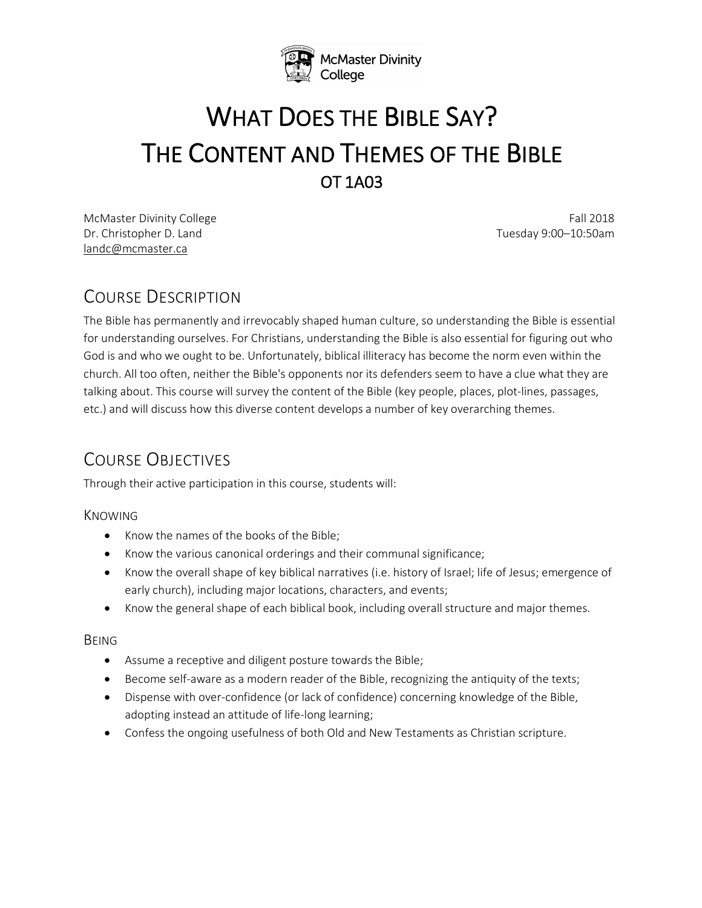McMaster Divinity College

# WHAT DOES THE BIBLE SAY? THE CONTENT AND THEMES OF THE BIBLE

## OT 1A03

McMaster Divinity College
Dr. Christopher D. Land
landc@mcmaster.ca

Fall 2018
Tuesday 9:00–10:50am

## COURSE DESCRIPTION

The Bible has permanently and irrevocably shaped human culture, so understanding the Bible is essential for understanding ourselves. For Christians, understanding the Bible is also essential for figuring out who God is and who we ought to be. Unfortunately, biblical illiteracy has become the norm even within the church. All too often, neither the Bible's opponents nor its defenders seem to have a clue what they are talking about. This course will survey the content of the Bible (key people, places, plot-lines, passages, etc.) and will discuss how this diverse content develops a number of key overarching themes.

## COURSE OBJECTIVES

Through their active participation in this course, students will:

### KNOWING

- Know the names of the books of the Bible;
- Know the various canonical orderings and their communal significance;
- Know the overall shape of key biblical narratives (i.e. history of Israel; life of Jesus; emergence of early church), including major locations, characters, and events;
- Know the general shape of each biblical book, including overall structure and major themes.

### BEING

- Assume a receptive and diligent posture towards the Bible;
- Become self-aware as a modern reader of the Bible, recognizing the antiquity of the texts;
- Dispense with over-confidence (or lack of confidence) concerning knowledge of the Bible, adopting instead an attitude of life-long learning;
- Confess the ongoing usefulness of both Old and New Testaments as Christian scripture.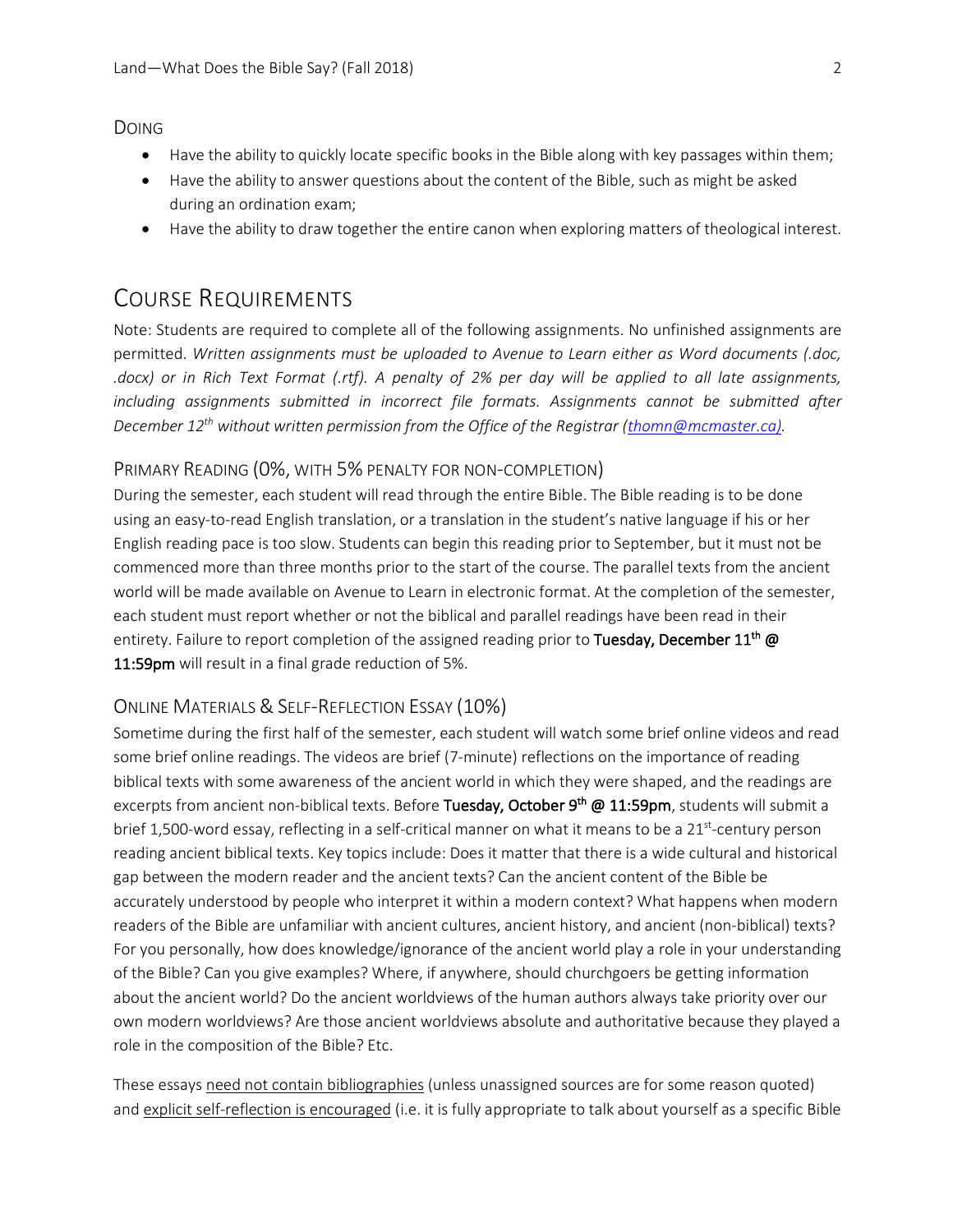### DOING

- Have the ability to quickly locate specific books in the Bible along with key passages within them;
- Have the ability to answer questions about the content of the Bible, such as might be asked during an ordination exam;
- Have the ability to draw together the entire canon when exploring matters of theological interest.

## COURSE REQUIREMENTS

Note: Students are required to complete all of the following assignments. No unfinished assignments are permitted. *Written assignments must be uploaded to Avenue to Learn either as Word documents (.doc, .docx) or in Rich Text Format (.rtf). A penalty of 2% per day will be applied to all late assignments, including assignments submitted in incorrect file formats. Assignments cannot be submitted after December 12th without written permission from the Office of the Registrar (thomn@mcmaster.ca).*

### PRIMARY READING (0%, WITH 5% PENALTY FOR NON-COMPLETION)

During the semester, each student will read through the entire Bible. The Bible reading is to be done using an easy-to-read English translation, or a translation in the student's native language if his or her English reading pace is too slow. Students can begin this reading prior to September, but it must not be commenced more than three months prior to the start of the course. The parallel texts from the ancient world will be made available on Avenue to Learn in electronic format. At the completion of the semester, each student must report whether or not the biblical and parallel readings have been read in their entirety. Failure to report completion of the assigned reading prior to **Tuesday, December 11th @ 11:59pm** will result in a final grade reduction of 5%.

### ONLINE MATERIALS & SELF-REFLECTION ESSAY (10%)

Sometime during the first half of the semester, each student will watch some brief online videos and read some brief online readings. The videos are brief (7-minute) reflections on the importance of reading biblical texts with some awareness of the ancient world in which they were shaped, and the readings are excerpts from ancient non-biblical texts. Before **Tuesday, October 9th @ 11:59pm**, students will submit a brief 1,500-word essay, reflecting in a self-critical manner on what it means to be a 21st-century person reading ancient biblical texts. Key topics include: Does it matter that there is a wide cultural and historical gap between the modern reader and the ancient texts? Can the ancient content of the Bible be accurately understood by people who interpret it within a modern context? What happens when modern readers of the Bible are unfamiliar with ancient cultures, ancient history, and ancient (non-biblical) texts? For you personally, how does knowledge/ignorance of the ancient world play a role in your understanding of the Bible? Can you give examples? Where, if anywhere, should churchgoers be getting information about the ancient world? Do the ancient worldviews of the human authors always take priority over our own modern worldviews? Are those ancient worldviews absolute and authoritative because they played a role in the composition of the Bible? Etc.

These essays need not contain bibliographies (unless unassigned sources are for some reason quoted) and explicit self-reflection is encouraged (i.e. it is fully appropriate to talk about yourself as a specific Bible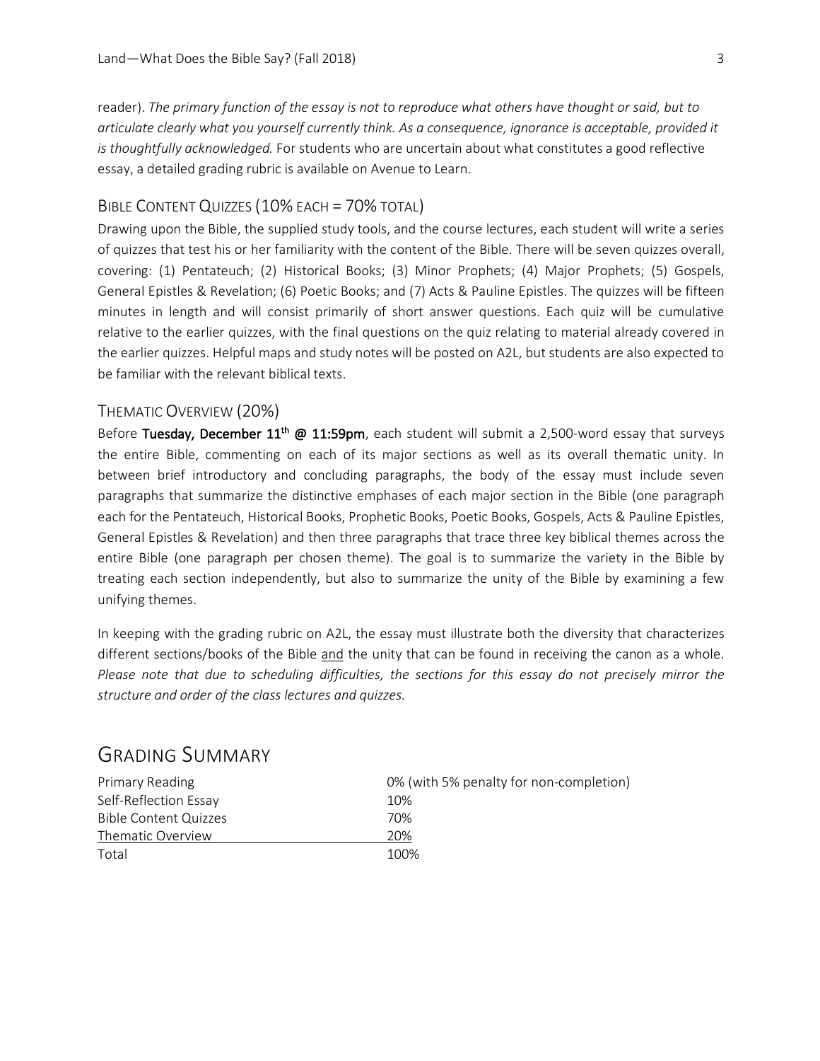reader). *The primary function of the essay is not to reproduce what others have thought or said, but to articulate clearly what you yourself currently think. As a consequence, ignorance is acceptable, provided it is thoughtfully acknowledged.* For students who are uncertain about what constitutes a good reflective essay, a detailed grading rubric is available on Avenue to Learn.

### Bible Content Quizzes (10% each = 70% total)

Drawing upon the Bible, the supplied study tools, and the course lectures, each student will write a series of quizzes that test his or her familiarity with the content of the Bible. There will be seven quizzes overall, covering: (1) Pentateuch; (2) Historical Books; (3) Minor Prophets; (4) Major Prophets; (5) Gospels, General Epistles & Revelation; (6) Poetic Books; and (7) Acts & Pauline Epistles. The quizzes will be fifteen minutes in length and will consist primarily of short answer questions. Each quiz will be cumulative relative to the earlier quizzes, with the final questions on the quiz relating to material already covered in the earlier quizzes. Helpful maps and study notes will be posted on A2L, but students are also expected to be familiar with the relevant biblical texts.

### Thematic Overview (20%)

Before **Tuesday, December 11th @ 11:59pm**, each student will submit a 2,500-word essay that surveys the entire Bible, commenting on each of its major sections as well as its overall thematic unity. In between brief introductory and concluding paragraphs, the body of the essay must include seven paragraphs that summarize the distinctive emphases of each major section in the Bible (one paragraph each for the Pentateuch, Historical Books, Prophetic Books, Poetic Books, Gospels, Acts & Pauline Epistles, General Epistles & Revelation) and then three paragraphs that trace three key biblical themes across the entire Bible (one paragraph per chosen theme). The goal is to summarize the variety in the Bible by treating each section independently, but also to summarize the unity of the Bible by examining a few unifying themes.

In keeping with the grading rubric on A2L, the essay must illustrate both the diversity that characterizes different sections/books of the Bible and the unity that can be found in receiving the canon as a whole. *Please note that due to scheduling difficulties, the sections for this essay do not precisely mirror the structure and order of the class lectures and quizzes.*

## Grading Summary

| | |
|---|---|
| Primary Reading | 0% (with 5% penalty for non-completion) |
| Self-Reflection Essay | 10% |
| Bible Content Quizzes | 70% |
| Thematic Overview | 20% |
| Total | 100% |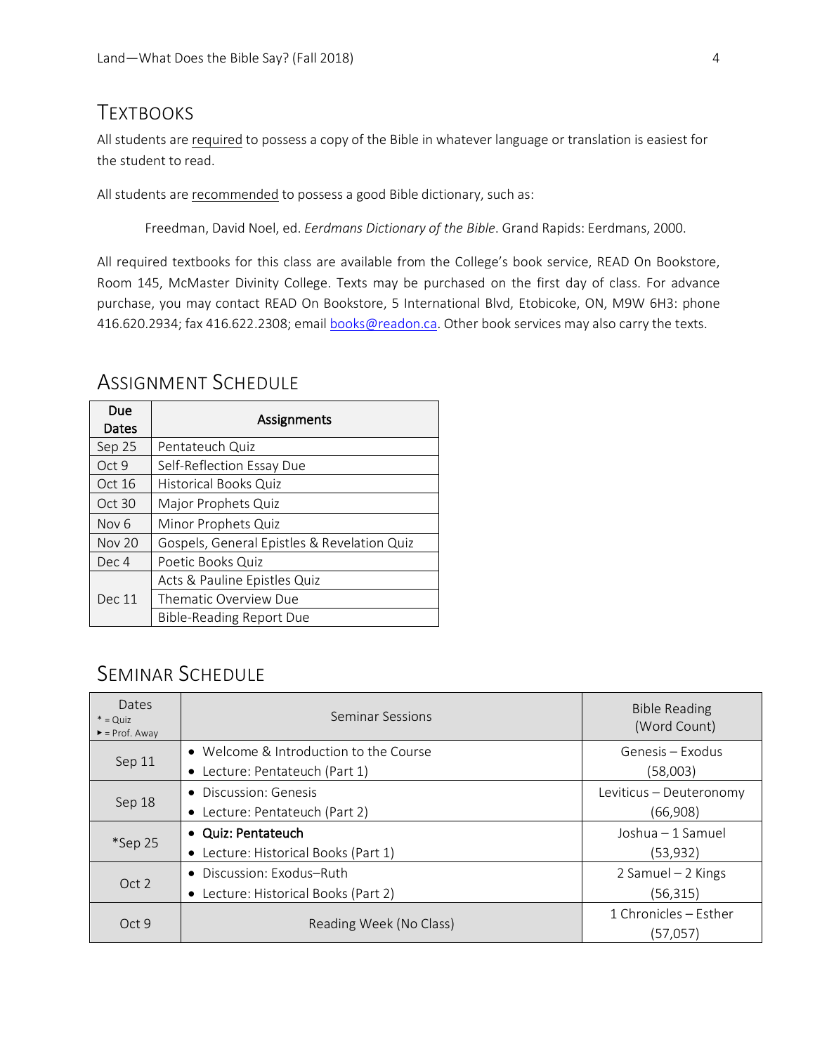## Textbooks

All students are required to possess a copy of the Bible in whatever language or translation is easiest for the student to read.

All students are recommended to possess a good Bible dictionary, such as:

> Freedman, David Noel, ed. *Eerdmans Dictionary of the Bible*. Grand Rapids: Eerdmans, 2000.

All required textbooks for this class are available from the College's book service, READ On Bookstore, Room 145, McMaster Divinity College. Texts may be purchased on the first day of class. For advance purchase, you may contact READ On Bookstore, 5 International Blvd, Etobicoke, ON, M9W 6H3: phone 416.620.2934; fax 416.622.2308; email books@readon.ca. Other book services may also carry the texts.

## Assignment Schedule

| Due Dates | Assignments |
|---|---|
| Sep 25 | Pentateuch Quiz |
| Oct 9 | Self-Reflection Essay Due |
| Oct 16 | Historical Books Quiz |
| Oct 30 | Major Prophets Quiz |
| Nov 6 | Minor Prophets Quiz |
| Nov 20 | Gospels, General Epistles & Revelation Quiz |
| Dec 4 | Poetic Books Quiz |
| Dec 11 | Acts & Pauline Epistles Quiz |
| | Thematic Overview Due |
| | Bible-Reading Report Due |

## Seminar Schedule

| Dates<br>* = Quiz<br>▸ = Prof. Away | Seminar Sessions | Bible Reading (Word Count) |
|---|---|---|
| Sep 11 | • Welcome & Introduction to the Course<br>• Lecture: Pentateuch (Part 1) | Genesis – Exodus (58,003) |
| Sep 18 | • Discussion: Genesis<br>• Lecture: Pentateuch (Part 2) | Leviticus – Deuteronomy (66,908) |
| *Sep 25 | • **Quiz: Pentateuch**<br>• Lecture: Historical Books (Part 1) | Joshua – 1 Samuel (53,932) |
| Oct 2 | • Discussion: Exodus–Ruth<br>• Lecture: Historical Books (Part 2) | 2 Samuel – 2 Kings (56,315) |
| Oct 9 | Reading Week (No Class) | 1 Chronicles – Esther (57,057) |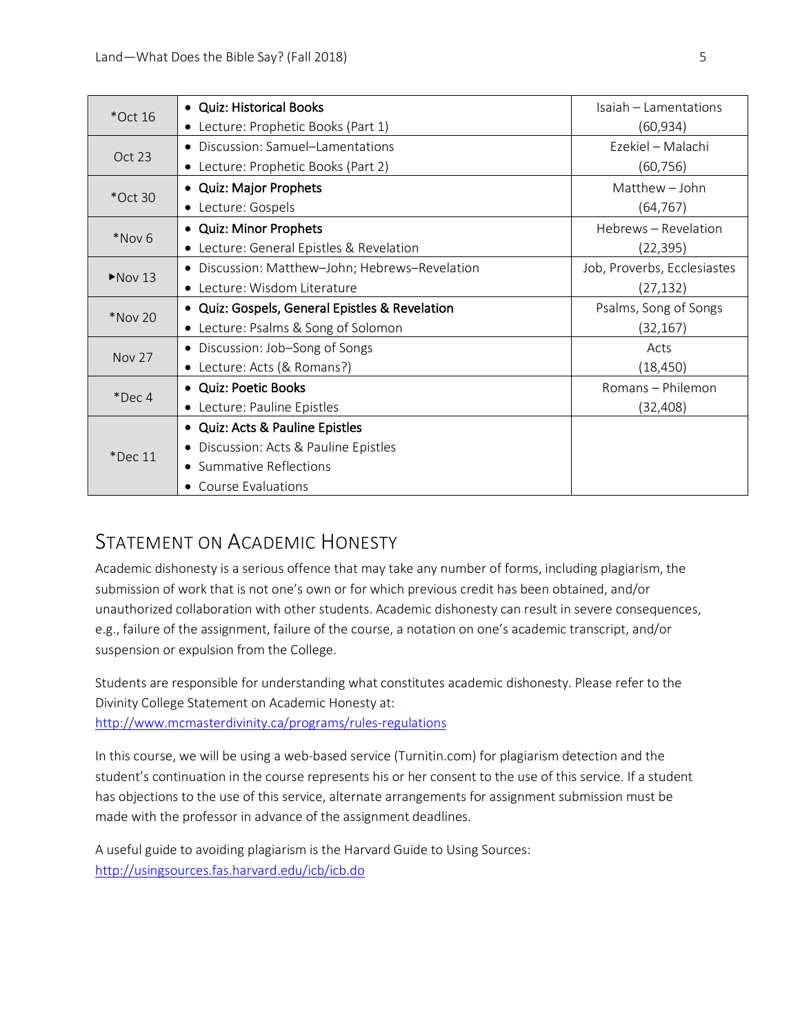| *Oct 16 | • **Quiz: Historical Books**<br>• Lecture: Prophetic Books (Part 1) | Isaiah – Lamentations<br>(60,934) |
|---|---|---|
| Oct 23 | • Discussion: Samuel–Lamentations<br>• Lecture: Prophetic Books (Part 2) | Ezekiel – Malachi<br>(60,756) |
| *Oct 30 | • **Quiz: Major Prophets**<br>• Lecture: Gospels | Matthew – John<br>(64,767) |
| *Nov 6 | • **Quiz: Minor Prophets**<br>• Lecture: General Epistles & Revelation | Hebrews – Revelation<br>(22,395) |
| ▸Nov 13 | • Discussion: Matthew–John; Hebrews–Revelation<br>• Lecture: Wisdom Literature | Job, Proverbs, Ecclesiastes<br>(27,132) |
| *Nov 20 | • **Quiz: Gospels, General Epistles & Revelation**<br>• Lecture: Psalms & Song of Solomon | Psalms, Song of Songs<br>(32,167) |
| Nov 27 | • Discussion: Job–Song of Songs<br>• Lecture: Acts (& Romans?) | Acts<br>(18,450) |
| *Dec 4 | • **Quiz: Poetic Books**<br>• Lecture: Pauline Epistles | Romans – Philemon<br>(32,408) |
| *Dec 11 | • **Quiz: Acts & Pauline Epistles**<br>• Discussion: Acts & Pauline Epistles<br>• Summative Reflections<br>• Course Evaluations | |

## Statement on Academic Honesty

Academic dishonesty is a serious offence that may take any number of forms, including plagiarism, the submission of work that is not one's own or for which previous credit has been obtained, and/or unauthorized collaboration with other students. Academic dishonesty can result in severe consequences, e.g., failure of the assignment, failure of the course, a notation on one's academic transcript, and/or suspension or expulsion from the College.

Students are responsible for understanding what constitutes academic dishonesty. Please refer to the Divinity College Statement on Academic Honesty at:
http://www.mcmasterdivinity.ca/programs/rules-regulations

In this course, we will be using a web-based service (Turnitin.com) for plagiarism detection and the student's continuation in the course represents his or her consent to the use of this service. If a student has objections to the use of this service, alternate arrangements for assignment submission must be made with the professor in advance of the assignment deadlines.

A useful guide to avoiding plagiarism is the Harvard Guide to Using Sources:
http://usingsources.fas.harvard.edu/icb/icb.do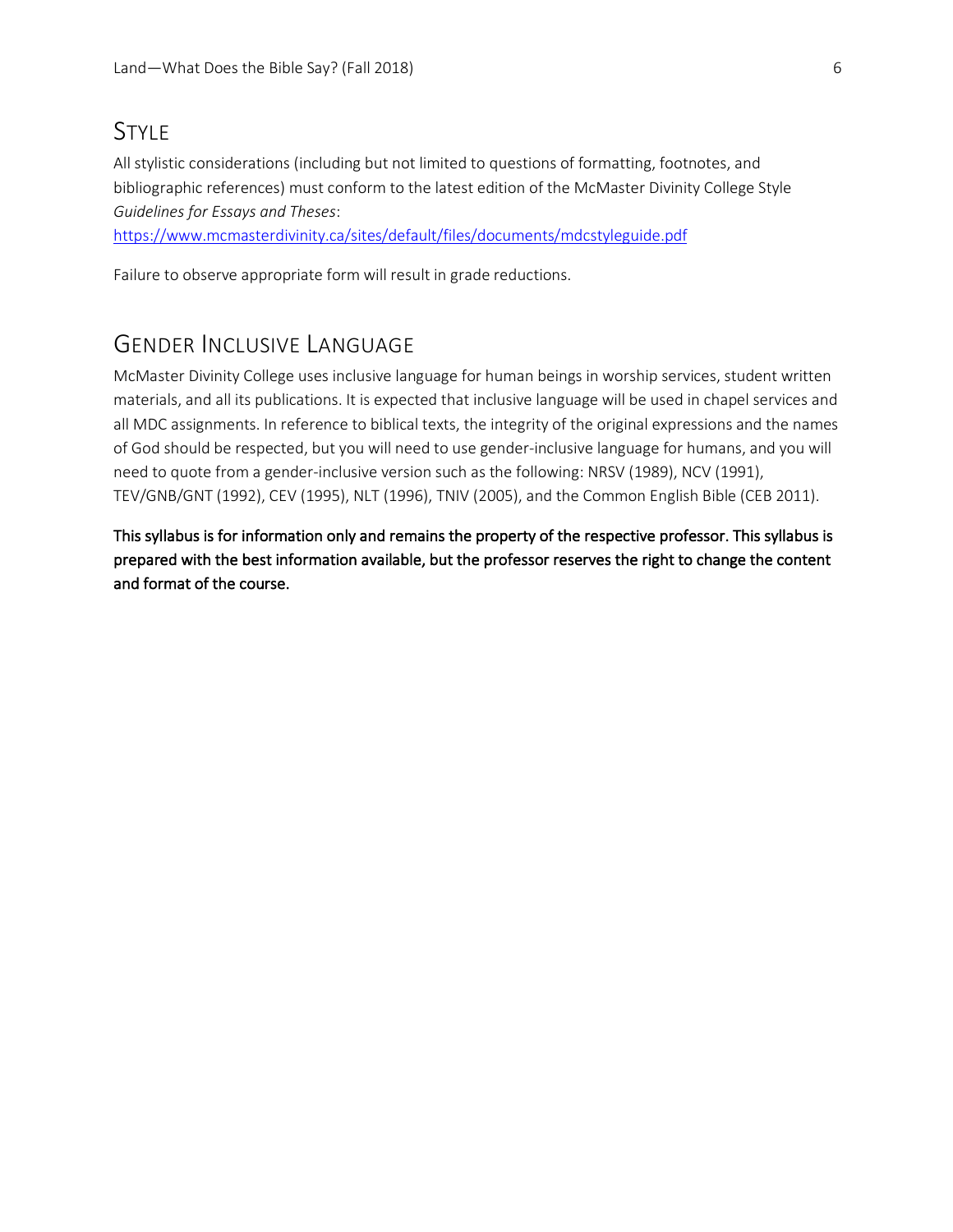## Style

All stylistic considerations (including but not limited to questions of formatting, footnotes, and bibliographic references) must conform to the latest edition of the McMaster Divinity College Style *Guidelines for Essays and Theses*:
https://www.mcmasterdivinity.ca/sites/default/files/documents/mdcstyleguide.pdf

Failure to observe appropriate form will result in grade reductions.

## Gender Inclusive Language

McMaster Divinity College uses inclusive language for human beings in worship services, student written materials, and all its publications. It is expected that inclusive language will be used in chapel services and all MDC assignments. In reference to biblical texts, the integrity of the original expressions and the names of God should be respected, but you will need to use gender-inclusive language for humans, and you will need to quote from a gender-inclusive version such as the following: NRSV (1989), NCV (1991), TEV/GNB/GNT (1992), CEV (1995), NLT (1996), TNIV (2005), and the Common English Bible (CEB 2011).

**This syllabus is for information only and remains the property of the respective professor. This syllabus is prepared with the best information available, but the professor reserves the right to change the content and format of the course.**